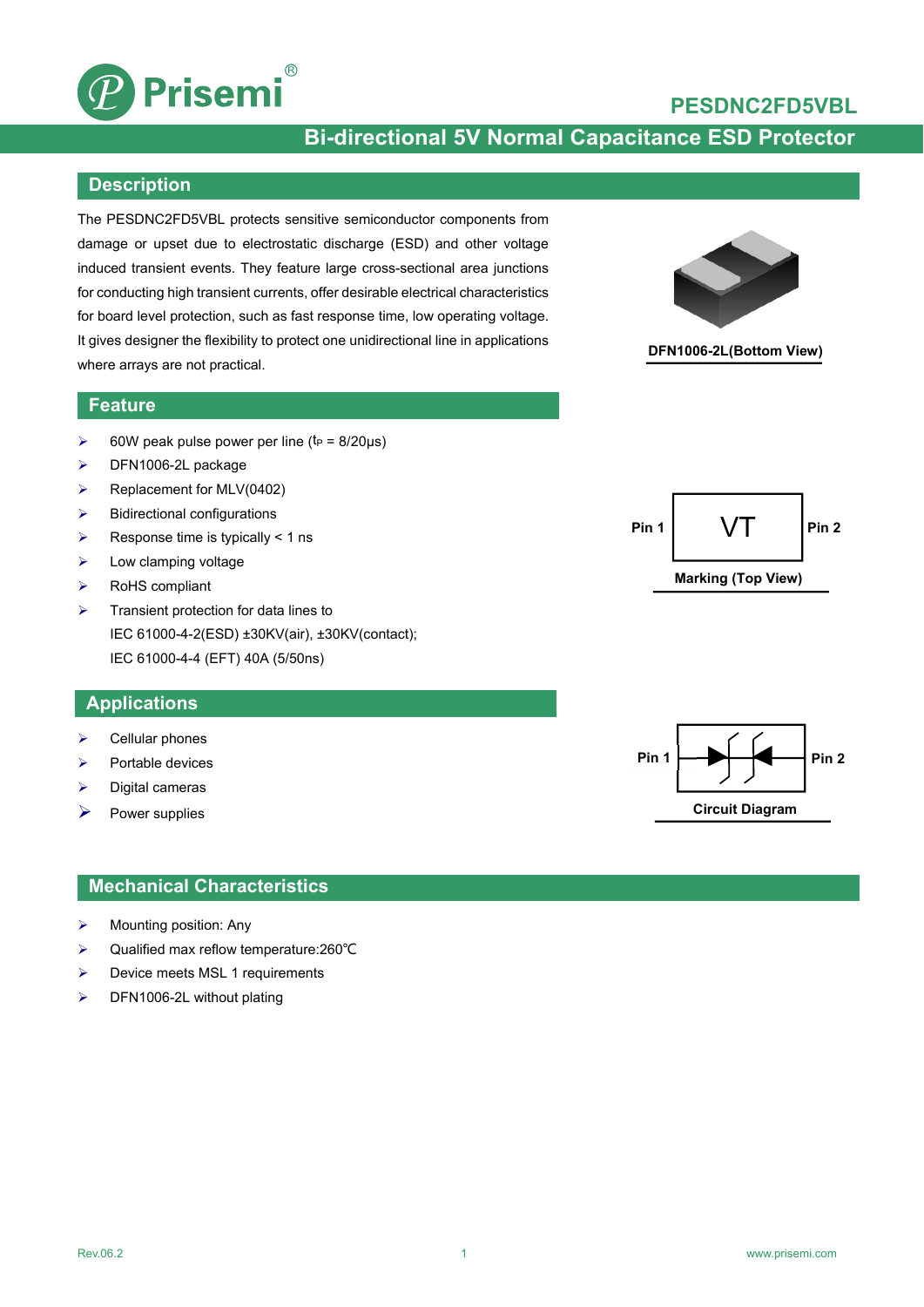# PESDNC2FD5VBL

## Bi-directional 5V Normal Capacitance ESD Protector

## Description

The PESDNC2FD5VBL protects sensitive semiconductor components from damage or upset due to electrostatic discharge (ESD) and other voltage induced transient events. They feature large cross-sectional area junctions for conducting high transient currents, offer desirable electrical characteristics for board level protection, such as fast response time, low operating voltage. It gives designer the flexibility to protect one unidirectional line in applications where arrays are not practical.

DFN1006-2L(Bottom View)

## Feature

- 60W peak pulse power per line ($t_P$ = 8/20μs)
- DFN1006-2L package
- Replacement for MLV(0402)
- Bidirectional configurations
- Response time is typically < 1 ns
- Low clamping voltage
- RoHS compliant
- Transient protection for data lines to
  IEC 61000-4-2(ESD) ±30KV(air), ±30KV(contact);
  IEC 61000-4-4 (EFT) 40A (5/50ns)

Pin 1 VT Pin 2

Marking (Top View)

## Applications

- Cellular phones
- Portable devices
- Digital cameras
- Power supplies

Pin 1 Pin 2

Circuit Diagram

## Mechanical Characteristics

- Mounting position: Any
- Qualified max reflow temperature:260℃
- Device meets MSL 1 requirements
- DFN1006-2L without plating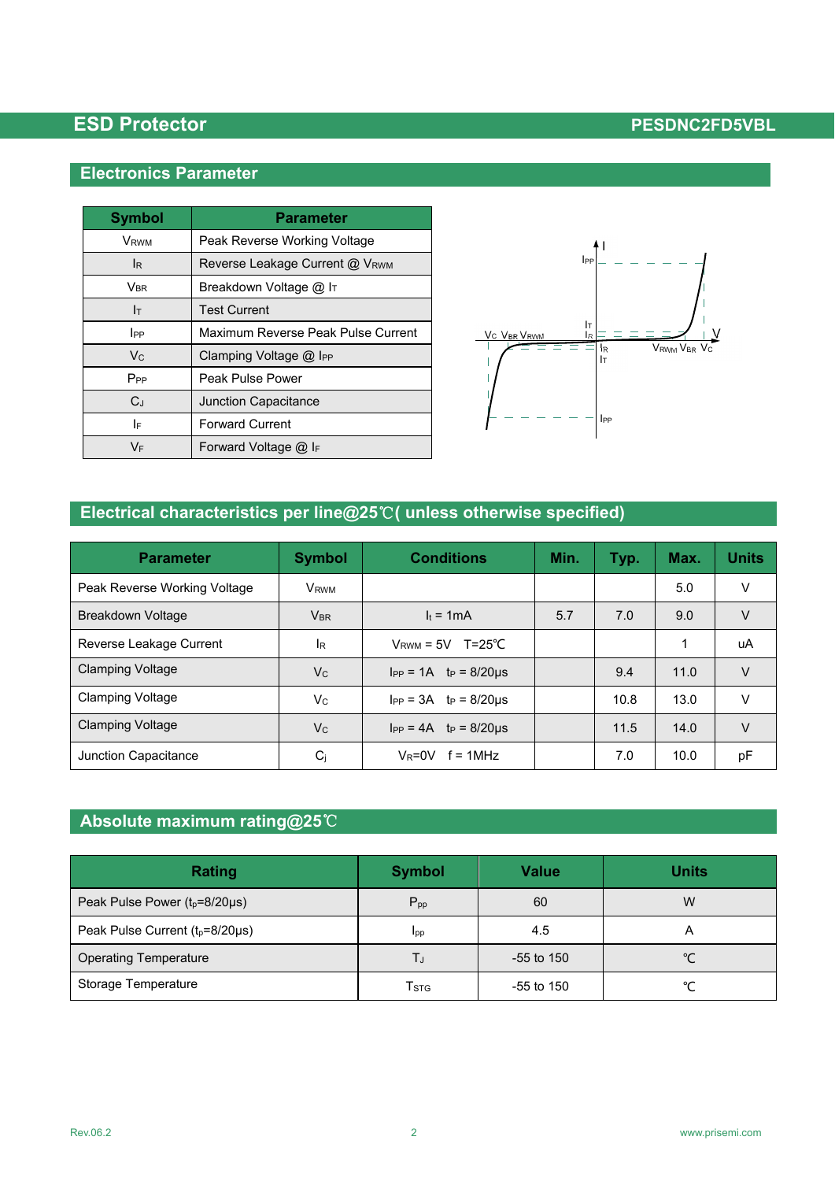## Electronics Parameter

| Symbol | Parameter |
|---|---|
| $V_{RWM}$ | Peak Reverse Working Voltage |
| $I_R$ | Reverse Leakage Current @ $V_{RWM}$ |
| $V_{BR}$ | Breakdown Voltage @ $I_T$ |
| $I_T$ | Test Current |
| $I_{PP}$ | Maximum Reverse Peak Pulse Current |
| $V_C$ | Clamping Voltage @ $I_{PP}$ |
| $P_{PP}$ | Peak Pulse Power |
| $C_J$ | Junction Capacitance |
| $I_F$ | Forward Current |
| $V_F$ | Forward Voltage @ $I_F$ |

## Electrical characteristics per line@25℃( unless otherwise specified)

| Parameter | Symbol | Conditions | Min. | Typ. | Max. | Units |
|---|---|---|---|---|---|---|
| Peak Reverse Working Voltage | $V_{RWM}$ | | | | 5.0 | V |
| Breakdown Voltage | $V_{BR}$ | $I_t$ = 1mA | 5.7 | 7.0 | 9.0 | V |
| Reverse Leakage Current | $I_R$ | $V_{RWM}$ = 5V T=25℃ | | | 1 | uA |
| Clamping Voltage | $V_C$ | $I_{PP}$ = 1A $t_P$ = 8/20μs | | 9.4 | 11.0 | V |
| Clamping Voltage | $V_C$ | $I_{PP}$ = 3A $t_P$ = 8/20μs | | 10.8 | 13.0 | V |
| Clamping Voltage | $V_C$ | $I_{PP}$ = 4A $t_P$ = 8/20μs | | 11.5 | 14.0 | V |
| Junction Capacitance | $C_j$ | $V_R$=0V f = 1MHz | | 7.0 | 10.0 | pF |

## Absolute maximum rating@25℃

| Rating | Symbol | Value | Units |
|---|---|---|---|
| Peak Pulse Power ($t_p$=8/20μs) | $P_{pp}$ | 60 | W |
| Peak Pulse Current ($t_p$=8/20μs) | $I_{pp}$ | 4.5 | A |
| Operating Temperature | $T_J$ | -55 to 150 | ℃ |
| Storage Temperature | $T_{STG}$ | -55 to 150 | ℃ |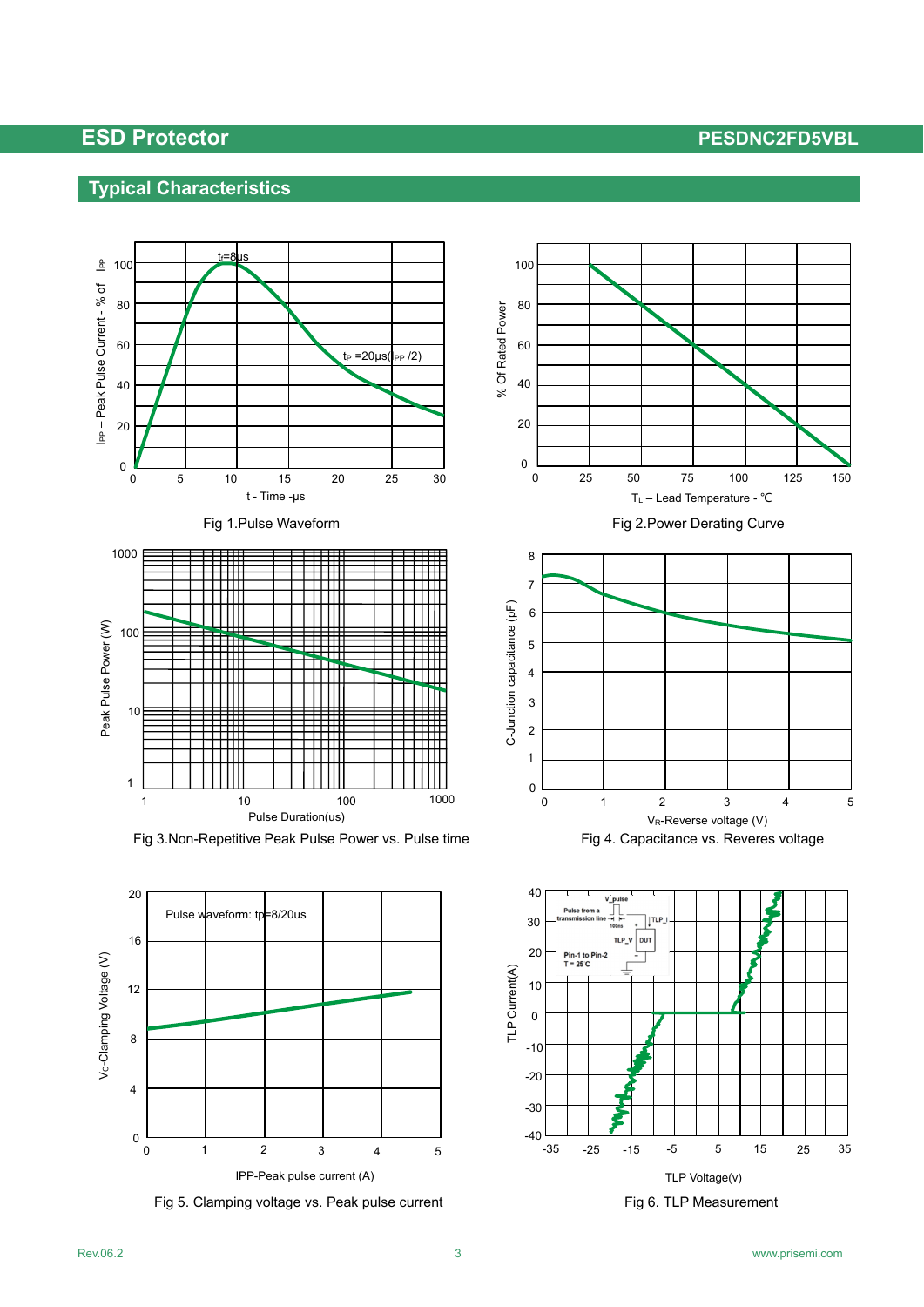## Typical Characteristics

Fig 1.Pulse Waveform

Fig 2.Power Derating Curve

Fig 3.Non-Repetitive Peak Pulse Power vs. Pulse time

Fig 4. Capacitance vs. Reveres voltage

Fig 5. Clamping voltage vs. Peak pulse current

Fig 6. TLP Measurement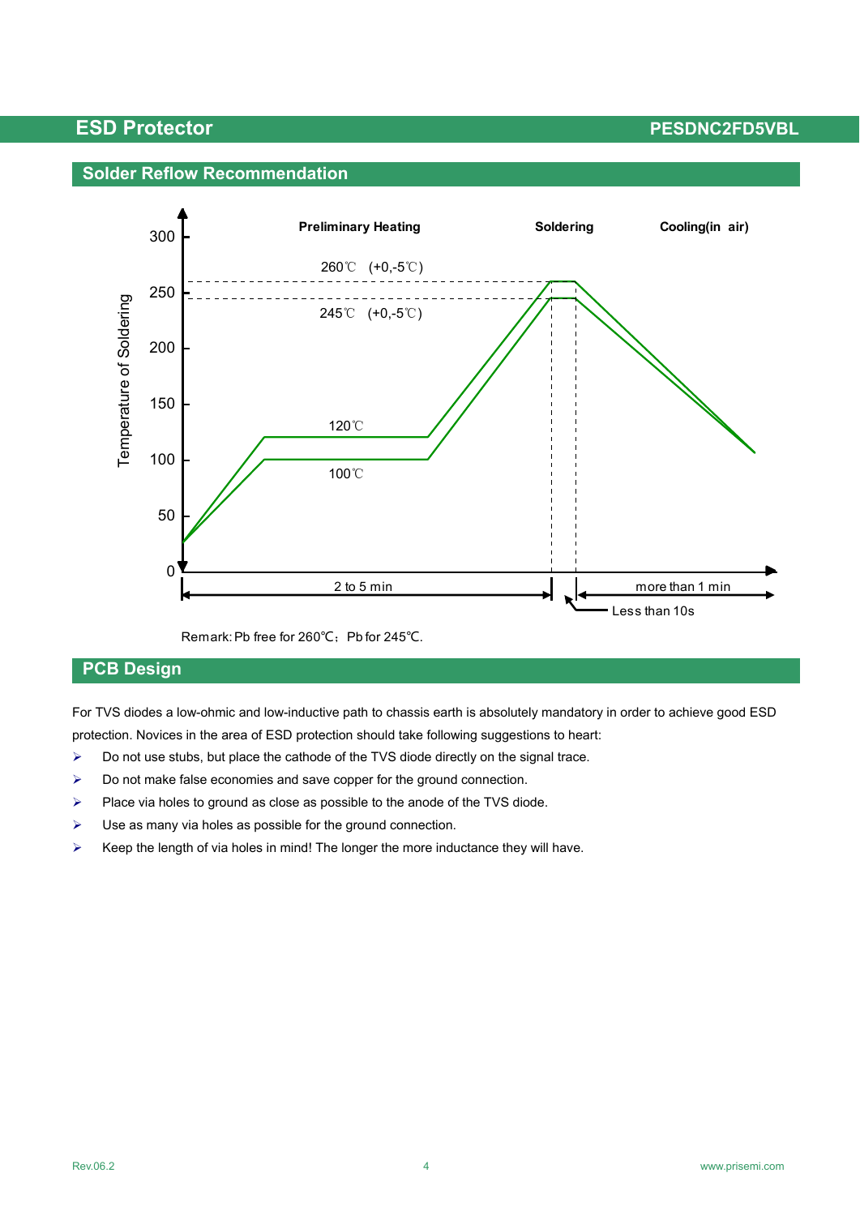## Solder Reflow Recommendation

Preliminary Heating | Soldering | Cooling(in air)

Temperature of Soldering

260℃ (+0,-5℃)

245℃ (+0,-5℃)

120℃

100℃

2 to 5 min | more than 1 min | Less than 10s

Remark: Pb free for 260℃; Pb for 245℃.

## PCB Design

For TVS diodes a low-ohmic and low-inductive path to chassis earth is absolutely mandatory in order to achieve good ESD protection. Novices in the area of ESD protection should take following suggestions to heart:

- Do not use stubs, but place the cathode of the TVS diode directly on the signal trace.
- Do not make false economies and save copper for the ground connection.
- Place via holes to ground as close as possible to the anode of the TVS diode.
- Use as many via holes as possible for the ground connection.
- Keep the length of via holes in mind! The longer the more inductance they will have.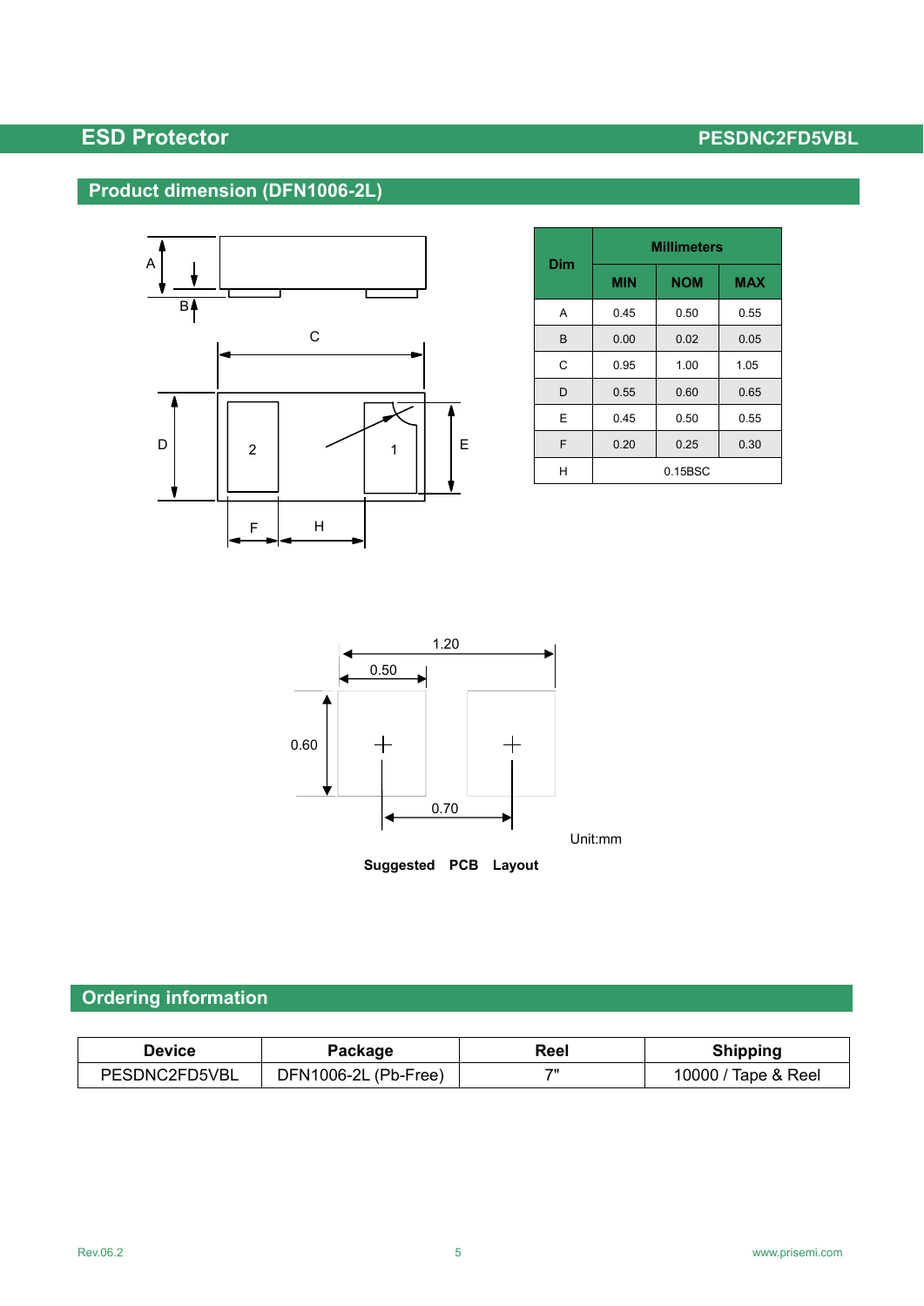## Product dimension (DFN1006-2L)

| Dim | Millimeters | | |
|---|---|---|---|
| | MIN | NOM | MAX |
| A | 0.45 | 0.50 | 0.55 |
| B | 0.00 | 0.02 | 0.05 |
| C | 0.95 | 1.00 | 1.05 |
| D | 0.55 | 0.60 | 0.65 |
| E | 0.45 | 0.50 | 0.55 |
| F | 0.20 | 0.25 | 0.30 |
| H | 0.15BSC | | |

Unit:mm

**Suggested PCB Layout**

## Ordering information

| Device | Package | Reel | Shipping |
|---|---|---|---|
| PESDNC2FD5VBL | DFN1006-2L (Pb-Free) | 7" | 10000 / Tape & Reel |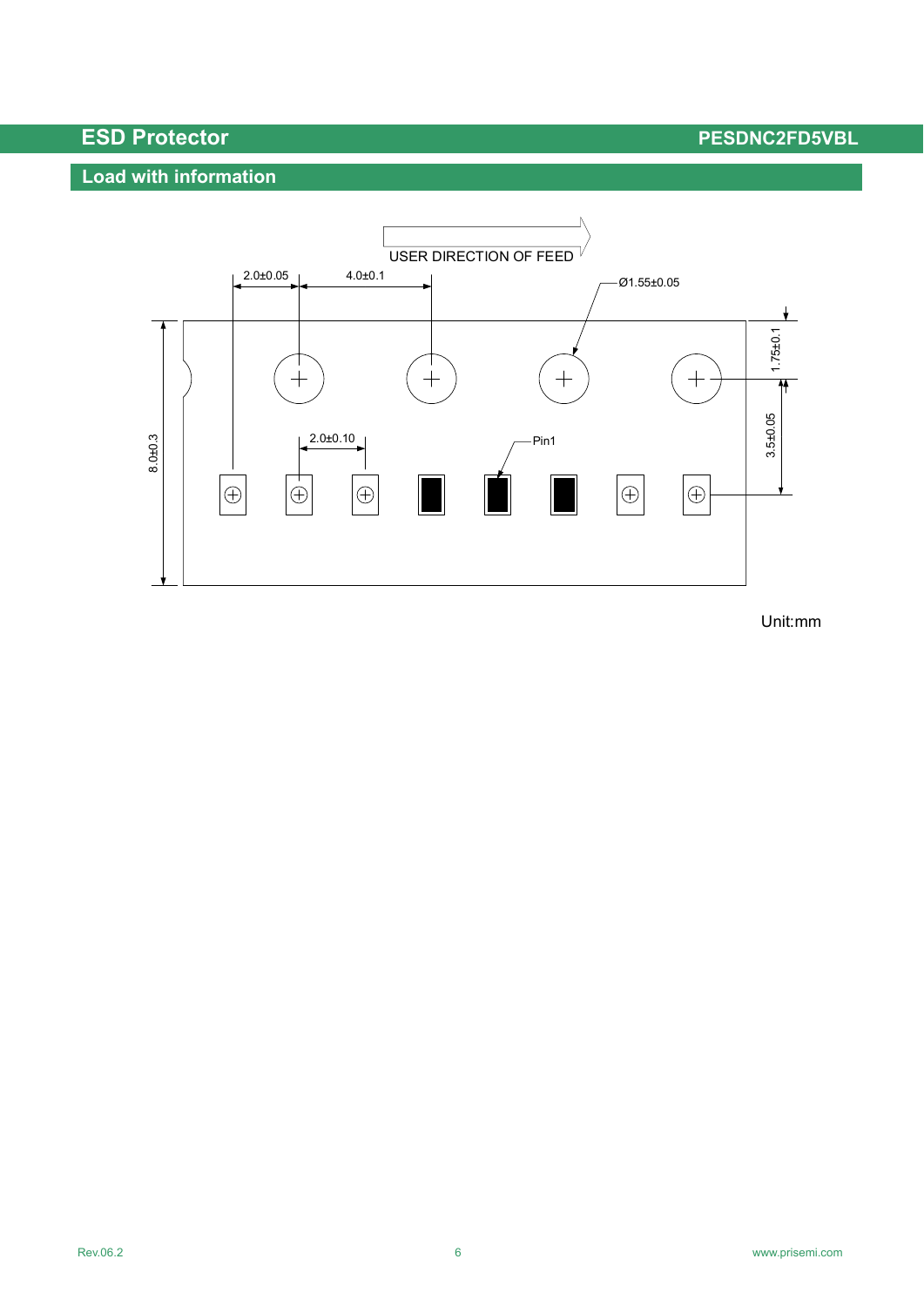## Load with information

USER DIRECTION OF FEED

2.0±0.05

4.0±0.1

Ø1.55±0.05

1.75±0.1

8.0±0.3

2.0±0.10

Pin1

3.5±0.05

Unit:mm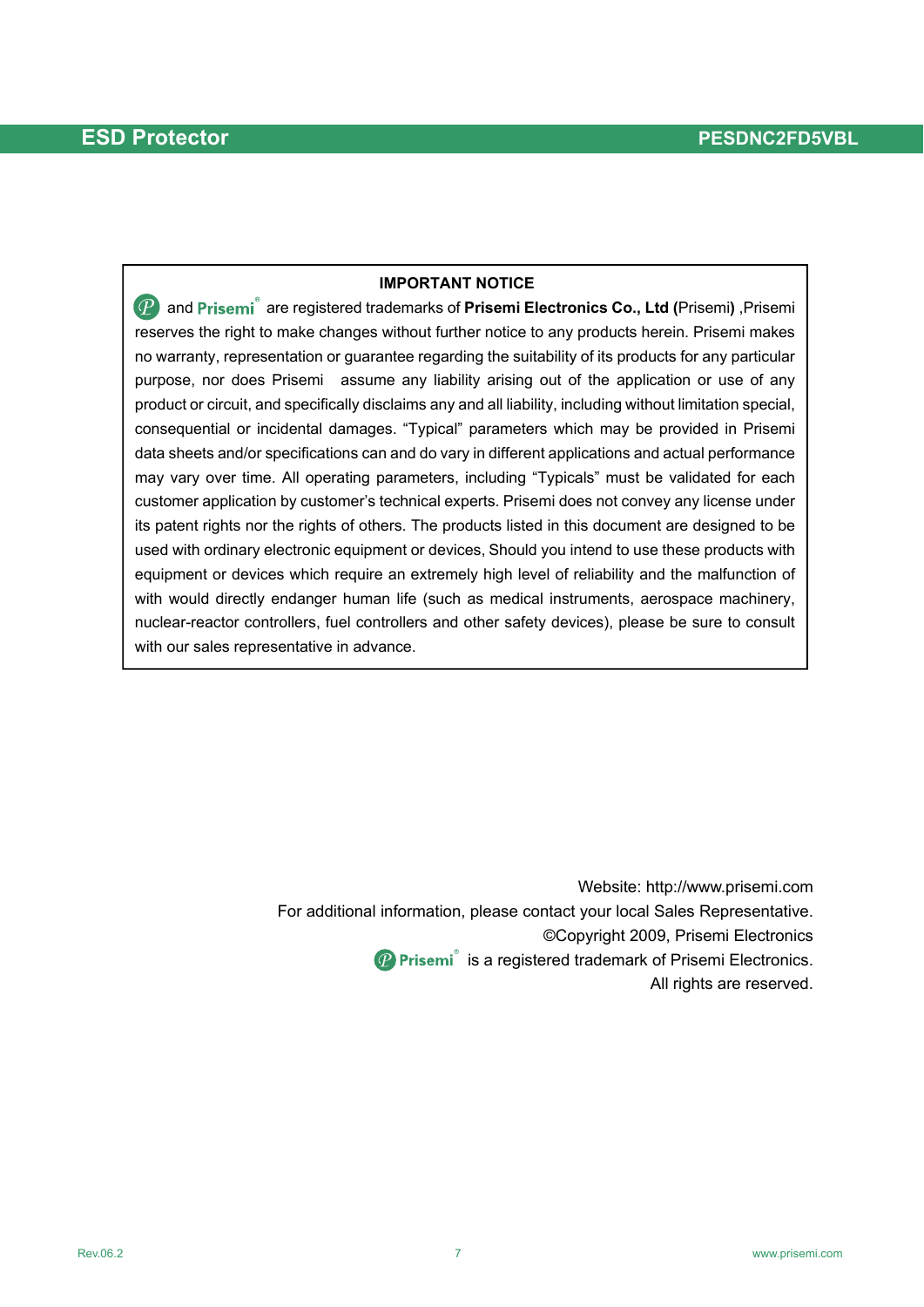**IMPORTANT NOTICE**

and **Prisemi**® are registered trademarks of **Prisemi Electronics Co., Ltd (**Prisemi**)** ,Prisemi reserves the right to make changes without further notice to any products herein. Prisemi makes no warranty, representation or guarantee regarding the suitability of its products for any particular purpose, nor does Prisemi assume any liability arising out of the application or use of any product or circuit, and specifically disclaims any and all liability, including without limitation special, consequential or incidental damages. "Typical" parameters which may be provided in Prisemi data sheets and/or specifications can and do vary in different applications and actual performance may vary over time. All operating parameters, including "Typicals" must be validated for each customer application by customer's technical experts. Prisemi does not convey any license under its patent rights nor the rights of others. The products listed in this document are designed to be used with ordinary electronic equipment or devices, Should you intend to use these products with equipment or devices which require an extremely high level of reliability and the malfunction of with would directly endanger human life (such as medical instruments, aerospace machinery, nuclear-reactor controllers, fuel controllers and other safety devices), please be sure to consult with our sales representative in advance.

Website: http://www.prisemi.com
For additional information, please contact your local Sales Representative.
©Copyright 2009, Prisemi Electronics
**Prisemi**® is a registered trademark of Prisemi Electronics.
All rights are reserved.